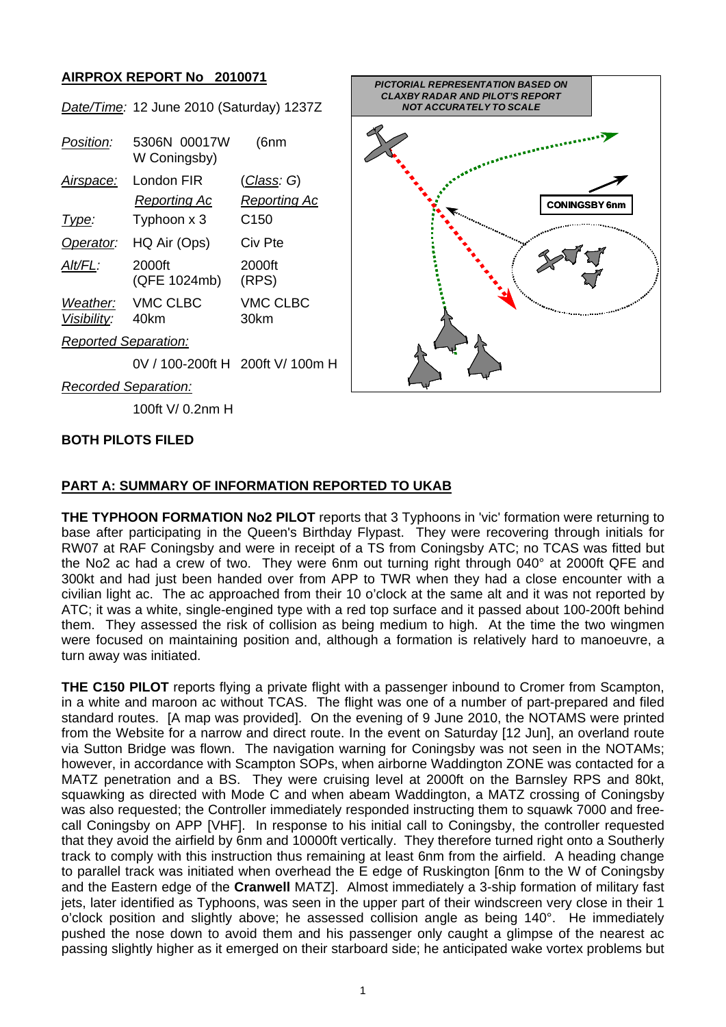# AIRPROX REPORT No 2010071

| | | |
|---|---|---|
| *Date/Time:* | 12 June 2010 (Saturday) 1237Z | |
| *Position:* | 5306N 00017W (6nm W Coningsby) | |
| *Airspace:* | London FIR | (*Class: G*) |
| | *Reporting Ac* | *Reporting Ac* |
| *Type:* | Typhoon x 3 | C150 |
| *Operator:* | HQ Air (Ops) | Civ Pte |
| *Alt/FL:* | 2000ft (QFE 1024mb) | 2000ft (RPS) |
| *Weather:* | VMC CLBC | VMC CLBC |
| *Visibility:* | 40km | 30km |
| *Reported Separation:* | | |
| | 0V / 100-200ft H | 200ft V/ 100m H |
| *Recorded Separation:* | | |
| | 100ft V/ 0.2nm H | |

*PICTORIAL REPRESENTATION BASED ON CLAXBY RADAR AND PILOT'S REPORT NOT ACCURATELY TO SCALE*

CONINGSBY 6nm

**BOTH PILOTS FILED**

## PART A: SUMMARY OF INFORMATION REPORTED TO UKAB

**THE TYPHOON FORMATION No2 PILOT** reports that 3 Typhoons in 'vic' formation were returning to base after participating in the Queen's Birthday Flypast. They were recovering through initials for RW07 at RAF Coningsby and were in receipt of a TS from Coningsby ATC; no TCAS was fitted but the No2 ac had a crew of two. They were 6nm out turning right through 040° at 2000ft QFE and 300kt and had just been handed over from APP to TWR when they had a close encounter with a civilian light ac. The ac approached from their 10 o'clock at the same alt and it was not reported by ATC; it was a white, single-engined type with a red top surface and it passed about 100-200ft behind them. They assessed the risk of collision as being medium to high. At the time the two wingmen were focused on maintaining position and, although a formation is relatively hard to manoeuvre, a turn away was initiated.

**THE C150 PILOT** reports flying a private flight with a passenger inbound to Cromer from Scampton, in a white and maroon ac without TCAS. The flight was one of a number of part-prepared and filed standard routes. [A map was provided]. On the evening of 9 June 2010, the NOTAMS were printed from the Website for a narrow and direct route. In the event on Saturday [12 Jun], an overland route via Sutton Bridge was flown. The navigation warning for Coningsby was not seen in the NOTAMs; however, in accordance with Scampton SOPs, when airborne Waddington ZONE was contacted for a MATZ penetration and a BS. They were cruising level at 2000ft on the Barnsley RPS and 80kt, squawking as directed with Mode C and when abeam Waddington, a MATZ crossing of Coningsby was also requested; the Controller immediately responded instructing them to squawk 7000 and free-call Coningsby on APP [VHF]. In response to his initial call to Coningsby, the controller requested that they avoid the airfield by 6nm and 10000ft vertically. They therefore turned right onto a Southerly track to comply with this instruction thus remaining at least 6nm from the airfield. A heading change to parallel track was initiated when overhead the E edge of Ruskington [6nm to the W of Coningsby and the Eastern edge of the **Cranwell** MATZ]. Almost immediately a 3-ship formation of military fast jets, later identified as Typhoons, was seen in the upper part of their windscreen very close in their 1 o'clock position and slightly above; he assessed collision angle as being 140°. He immediately pushed the nose down to avoid them and his passenger only caught a glimpse of the nearest ac passing slightly higher as it emerged on their starboard side; he anticipated wake vortex problems but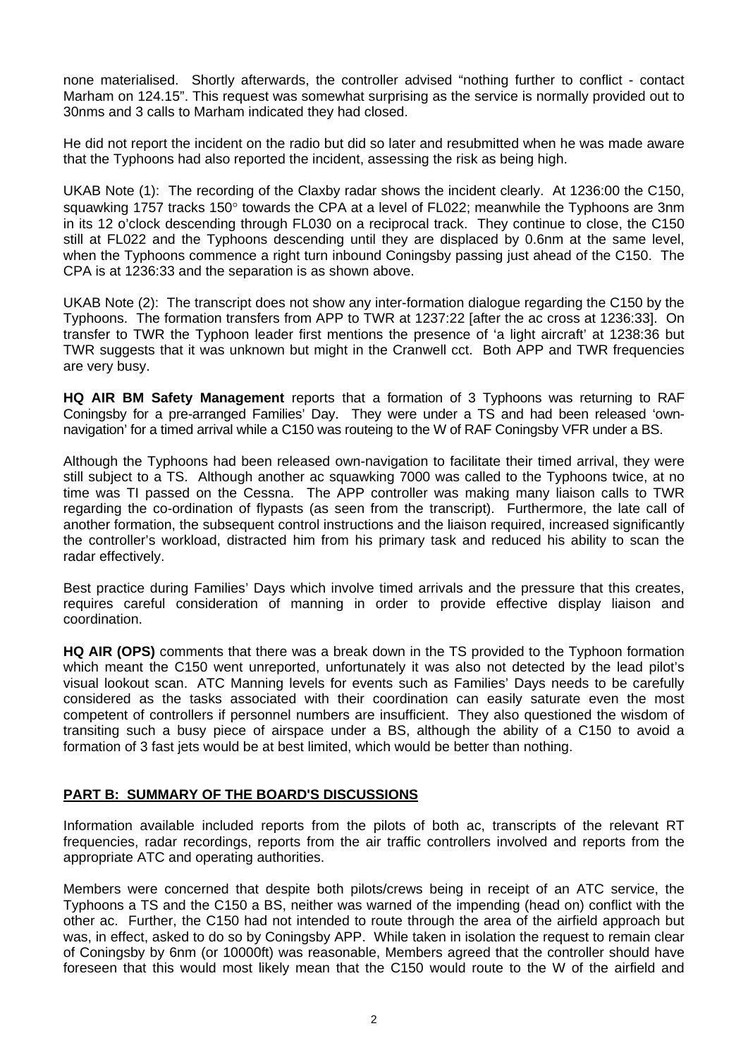none materialised. Shortly afterwards, the controller advised "nothing further to conflict - contact Marham on 124.15". This request was somewhat surprising as the service is normally provided out to 30nms and 3 calls to Marham indicated they had closed.

He did not report the incident on the radio but did so later and resubmitted when he was made aware that the Typhoons had also reported the incident, assessing the risk as being high.

UKAB Note (1): The recording of the Claxby radar shows the incident clearly. At 1236:00 the C150, squawking 1757 tracks 150° towards the CPA at a level of FL022; meanwhile the Typhoons are 3nm in its 12 o'clock descending through FL030 on a reciprocal track. They continue to close, the C150 still at FL022 and the Typhoons descending until they are displaced by 0.6nm at the same level, when the Typhoons commence a right turn inbound Coningsby passing just ahead of the C150. The CPA is at 1236:33 and the separation is as shown above.

UKAB Note (2): The transcript does not show any inter-formation dialogue regarding the C150 by the Typhoons. The formation transfers from APP to TWR at 1237:22 [after the ac cross at 1236:33]. On transfer to TWR the Typhoon leader first mentions the presence of 'a light aircraft' at 1238:36 but TWR suggests that it was unknown but might in the Cranwell cct. Both APP and TWR frequencies are very busy.

**HQ AIR BM Safety Management** reports that a formation of 3 Typhoons was returning to RAF Coningsby for a pre-arranged Families' Day. They were under a TS and had been released 'own-navigation' for a timed arrival while a C150 was routeing to the W of RAF Coningsby VFR under a BS.

Although the Typhoons had been released own-navigation to facilitate their timed arrival, they were still subject to a TS. Although another ac squawking 7000 was called to the Typhoons twice, at no time was TI passed on the Cessna. The APP controller was making many liaison calls to TWR regarding the co-ordination of flypasts (as seen from the transcript). Furthermore, the late call of another formation, the subsequent control instructions and the liaison required, increased significantly the controller's workload, distracted him from his primary task and reduced his ability to scan the radar effectively.

Best practice during Families' Days which involve timed arrivals and the pressure that this creates, requires careful consideration of manning in order to provide effective display liaison and coordination.

**HQ AIR (OPS)** comments that there was a break down in the TS provided to the Typhoon formation which meant the C150 went unreported, unfortunately it was also not detected by the lead pilot's visual lookout scan. ATC Manning levels for events such as Families' Days needs to be carefully considered as the tasks associated with their coordination can easily saturate even the most competent of controllers if personnel numbers are insufficient. They also questioned the wisdom of transiting such a busy piece of airspace under a BS, although the ability of a C150 to avoid a formation of 3 fast jets would be at best limited, which would be better than nothing.

## PART B: SUMMARY OF THE BOARD'S DISCUSSIONS

Information available included reports from the pilots of both ac, transcripts of the relevant RT frequencies, radar recordings, reports from the air traffic controllers involved and reports from the appropriate ATC and operating authorities.

Members were concerned that despite both pilots/crews being in receipt of an ATC service, the Typhoons a TS and the C150 a BS, neither was warned of the impending (head on) conflict with the other ac. Further, the C150 had not intended to route through the area of the airfield approach but was, in effect, asked to do so by Coningsby APP. While taken in isolation the request to remain clear of Coningsby by 6nm (or 10000ft) was reasonable, Members agreed that the controller should have foreseen that this would most likely mean that the C150 would route to the W of the airfield and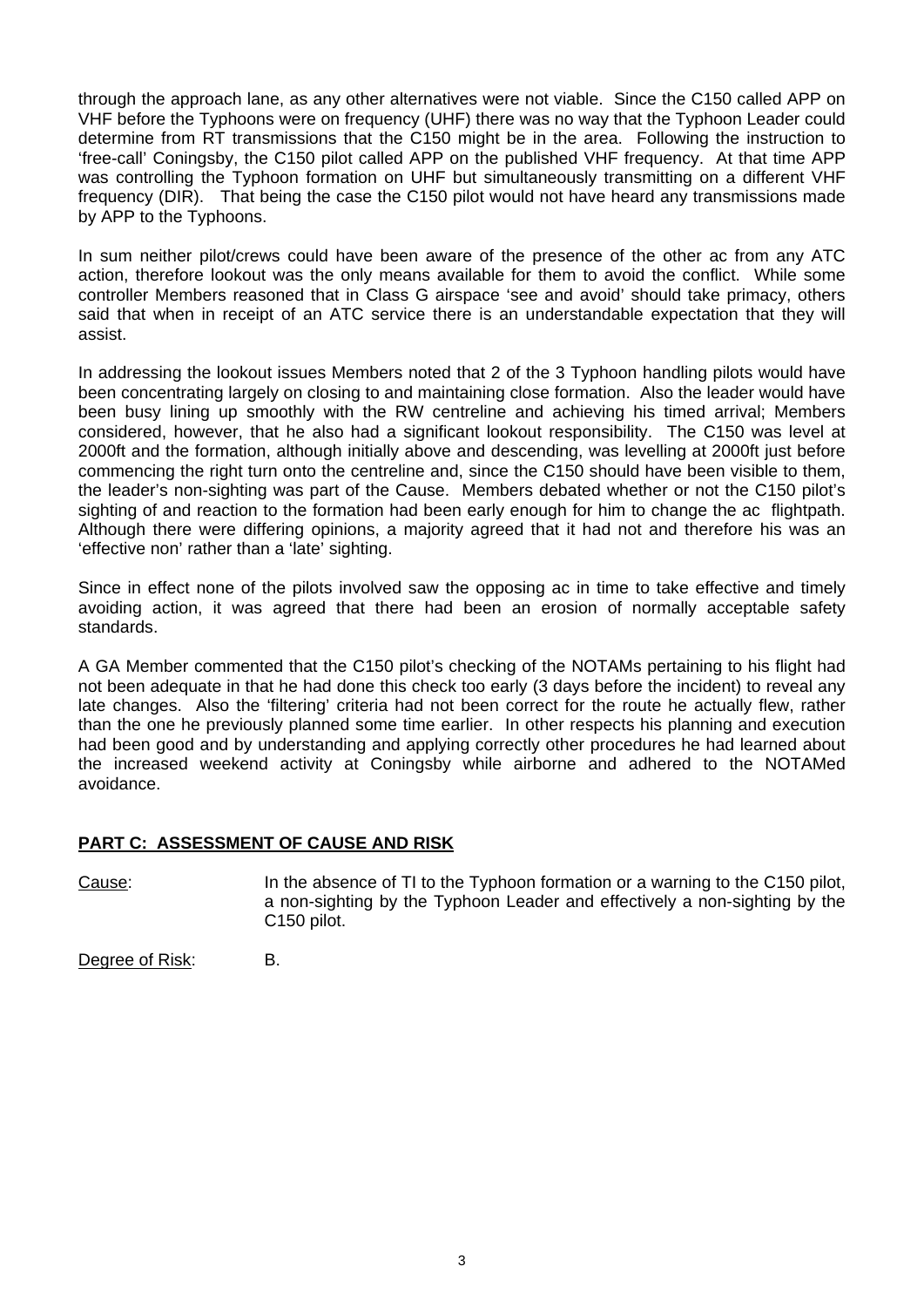through the approach lane, as any other alternatives were not viable. Since the C150 called APP on VHF before the Typhoons were on frequency (UHF) there was no way that the Typhoon Leader could determine from RT transmissions that the C150 might be in the area. Following the instruction to 'free-call' Coningsby, the C150 pilot called APP on the published VHF frequency. At that time APP was controlling the Typhoon formation on UHF but simultaneously transmitting on a different VHF frequency (DIR). That being the case the C150 pilot would not have heard any transmissions made by APP to the Typhoons.

In sum neither pilot/crews could have been aware of the presence of the other ac from any ATC action, therefore lookout was the only means available for them to avoid the conflict. While some controller Members reasoned that in Class G airspace 'see and avoid' should take primacy, others said that when in receipt of an ATC service there is an understandable expectation that they will assist.

In addressing the lookout issues Members noted that 2 of the 3 Typhoon handling pilots would have been concentrating largely on closing to and maintaining close formation. Also the leader would have been busy lining up smoothly with the RW centreline and achieving his timed arrival; Members considered, however, that he also had a significant lookout responsibility. The C150 was level at 2000ft and the formation, although initially above and descending, was levelling at 2000ft just before commencing the right turn onto the centreline and, since the C150 should have been visible to them, the leader's non-sighting was part of the Cause. Members debated whether or not the C150 pilot's sighting of and reaction to the formation had been early enough for him to change the ac flightpath. Although there were differing opinions, a majority agreed that it had not and therefore his was an 'effective non' rather than a 'late' sighting.

Since in effect none of the pilots involved saw the opposing ac in time to take effective and timely avoiding action, it was agreed that there had been an erosion of normally acceptable safety standards.

A GA Member commented that the C150 pilot's checking of the NOTAMs pertaining to his flight had not been adequate in that he had done this check too early (3 days before the incident) to reveal any late changes. Also the 'filtering' criteria had not been correct for the route he actually flew, rather than the one he previously planned some time earlier. In other respects his planning and execution had been good and by understanding and applying correctly other procedures he had learned about the increased weekend activity at Coningsby while airborne and adhered to the NOTAMed avoidance.

## PART C: ASSESSMENT OF CAUSE AND RISK

Cause: In the absence of TI to the Typhoon formation or a warning to the C150 pilot, a non-sighting by the Typhoon Leader and effectively a non-sighting by the C150 pilot.

Degree of Risk: B.